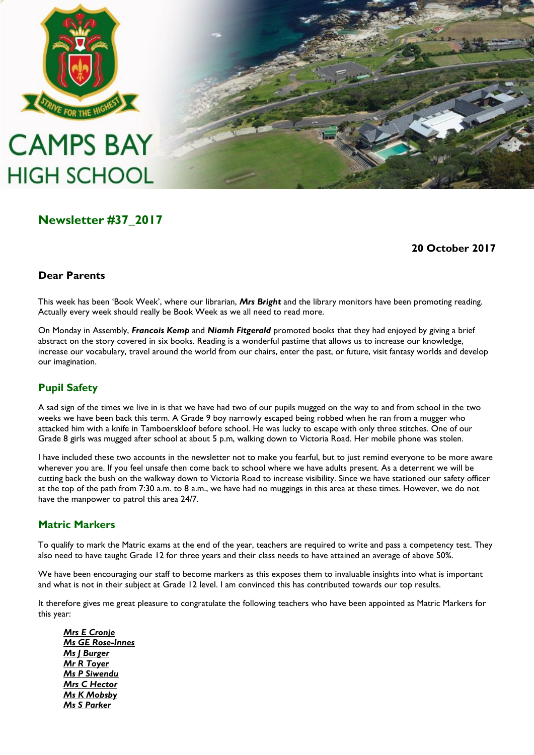# CAMPS BAY HIGH SCHOOL

STRIVE FOR THE HIGHEST

## Newsletter #37_2017

**20 October 2017**

### Dear Parents

This week has been 'Book Week', where our librarian, ***Mrs Bright*** and the library monitors have been promoting reading. Actually every week should really be Book Week as we all need to read more.

On Monday in Assembly, ***Francois Kemp*** and ***Niamh Fitgerald*** promoted books that they had enjoyed by giving a brief abstract on the story covered in six books. Reading is a wonderful pastime that allows us to increase our knowledge, increase our vocabulary, travel around the world from our chairs, enter the past, or future, visit fantasy worlds and develop our imagination.

## Pupil Safety

A sad sign of the times we live in is that we have had two of our pupils mugged on the way to and from school in the two weeks we have been back this term. A Grade 9 boy narrowly escaped being robbed when he ran from a mugger who attacked him with a knife in Tamboerskloof before school. He was lucky to escape with only three stitches. One of our Grade 8 girls was mugged after school at about 5 p.m, walking down to Victoria Road. Her mobile phone was stolen.

I have included these two accounts in the newsletter not to make you fearful, but to just remind everyone to be more aware wherever you are. If you feel unsafe then come back to school where we have adults present. As a deterrent we will be cutting back the bush on the walkway down to Victoria Road to increase visibility. Since we have stationed our safety officer at the top of the path from 7:30 a.m. to 8 a.m., we have had no muggings in this area at these times. However, we do not have the manpower to patrol this area 24/7.

## Matric Markers

To qualify to mark the Matric exams at the end of the year, teachers are required to write and pass a competency test. They also need to have taught Grade 12 for three years and their class needs to have attained an average of above 50%.

We have been encouraging our staff to become markers as this exposes them to invaluable insights into what is important and what is not in their subject at Grade 12 level. I am convinced this has contributed towards our top results.

It therefore gives me great pleasure to congratulate the following teachers who have been appointed as Matric Markers for this year:

***Mrs E Cronje***
***Ms GE Rose-Innes***
***Ms J Burger***
***Mr R Toyer***
***Ms P Siwendu***
***Mrs C Hector***
***Ms K Mobsby***
***Ms S Parker***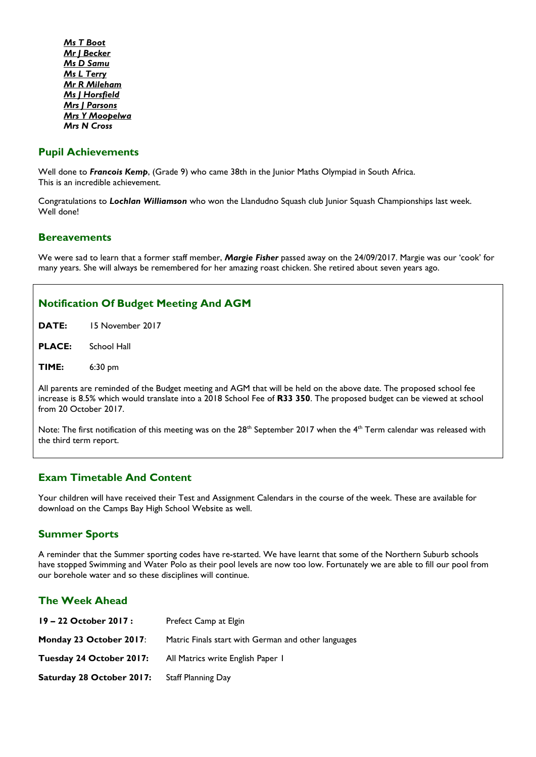***Ms T Boot***
***Mr J Becker***
***Ms D Samu***
***Ms L Terry***
***Mr R Mileham***
***Ms J Horsfield***
***Mrs J Parsons***
***Mrs Y Moopelwa***
***Mrs N Cross***

## Pupil Achievements

Well done to ***Francois Kemp***, (Grade 9) who came 38th in the Junior Maths Olympiad in South Africa.
This is an incredible achievement.

Congratulations to ***Lochlan Williamson*** who won the Llandudno Squash club Junior Squash Championships last week. Well done!

## Bereavements

We were sad to learn that a former staff member, ***Margie Fisher*** passed away on the 24/09/2017. Margie was our 'cook' for many years. She will always be remembered for her amazing roast chicken. She retired about seven years ago.

## Notification Of Budget Meeting And AGM

**DATE:** 15 November 2017

**PLACE:** School Hall

**TIME:** 6:30 pm

All parents are reminded of the Budget meeting and AGM that will be held on the above date. The proposed school fee increase is 8.5% which would translate into a 2018 School Fee of **R33 350**. The proposed budget can be viewed at school from 20 October 2017.

Note: The first notification of this meeting was on the 28th September 2017 when the 4th Term calendar was released with the third term report.

## Exam Timetable And Content

Your children will have received their Test and Assignment Calendars in the course of the week. These are available for download on the Camps Bay High School Website as well.

## Summer Sports

A reminder that the Summer sporting codes have re-started. We have learnt that some of the Northern Suburb schools have stopped Swimming and Water Polo as their pool levels are now too low. Fortunately we are able to fill our pool from our borehole water and so these disciplines will continue.

## The Week Ahead

| | |
|---|---|
| **19 – 22 October 2017 :** | Prefect Camp at Elgin |
| **Monday 23 October 2017**: | Matric Finals start with German and other languages |
| **Tuesday 24 October 2017:** | All Matrics write English Paper 1 |
| **Saturday 28 October 2017:** | Staff Planning Day |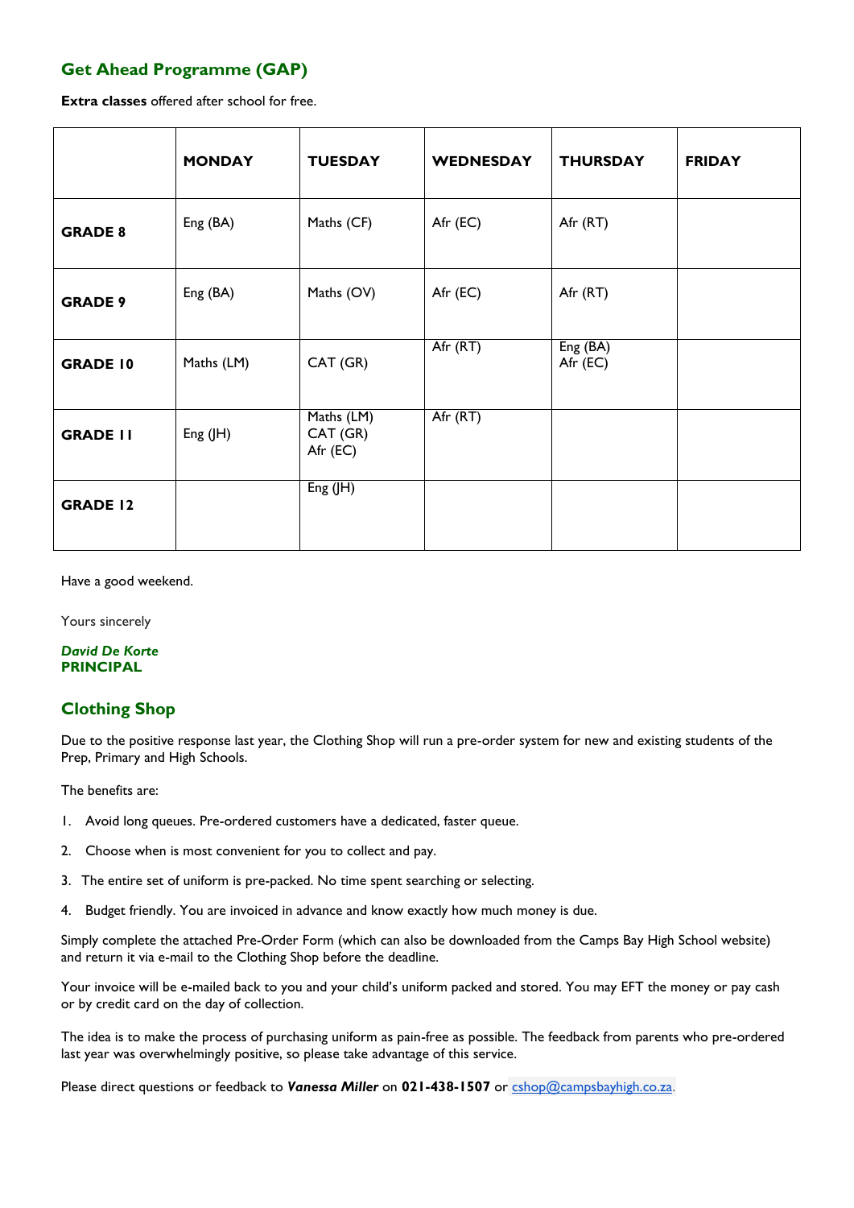## Get Ahead Programme (GAP)

**Extra classes** offered after school for free.

| | MONDAY | TUESDAY | WEDNESDAY | THURSDAY | FRIDAY |
|---|---|---|---|---|---|
| **GRADE 8** | Eng (BA) | Maths (CF) | Afr (EC) | Afr (RT) | |
| **GRADE 9** | Eng (BA) | Maths (OV) | Afr (EC) | Afr (RT) | |
| **GRADE 10** | Maths (LM) | CAT (GR) | Afr (RT) | Eng (BA)<br>Afr (EC) | |
| **GRADE 11** | Eng (JH) | Maths (LM)<br>CAT (GR)<br>Afr (EC) | Afr (RT) | | |
| **GRADE 12** | | Eng (JH) | | | |

Have a good weekend.

Yours sincerely

***David De Korte***
**PRINCIPAL**

## Clothing Shop

Due to the positive response last year, the Clothing Shop will run a pre-order system for new and existing students of the Prep, Primary and High Schools.

The benefits are:

1. Avoid long queues. Pre-ordered customers have a dedicated, faster queue.
2. Choose when is most convenient for you to collect and pay.
3. The entire set of uniform is pre-packed. No time spent searching or selecting.
4. Budget friendly. You are invoiced in advance and know exactly how much money is due.

Simply complete the attached Pre-Order Form (which can also be downloaded from the Camps Bay High School website) and return it via e-mail to the Clothing Shop before the deadline.

Your invoice will be e-mailed back to you and your child's uniform packed and stored. You may EFT the money or pay cash or by credit card on the day of collection.

The idea is to make the process of purchasing uniform as pain-free as possible. The feedback from parents who pre-ordered last year was overwhelmingly positive, so please take advantage of this service.

Please direct questions or feedback to ***Vanessa Miller*** on **021-438-1507** or cshop@campsbayhigh.co.za.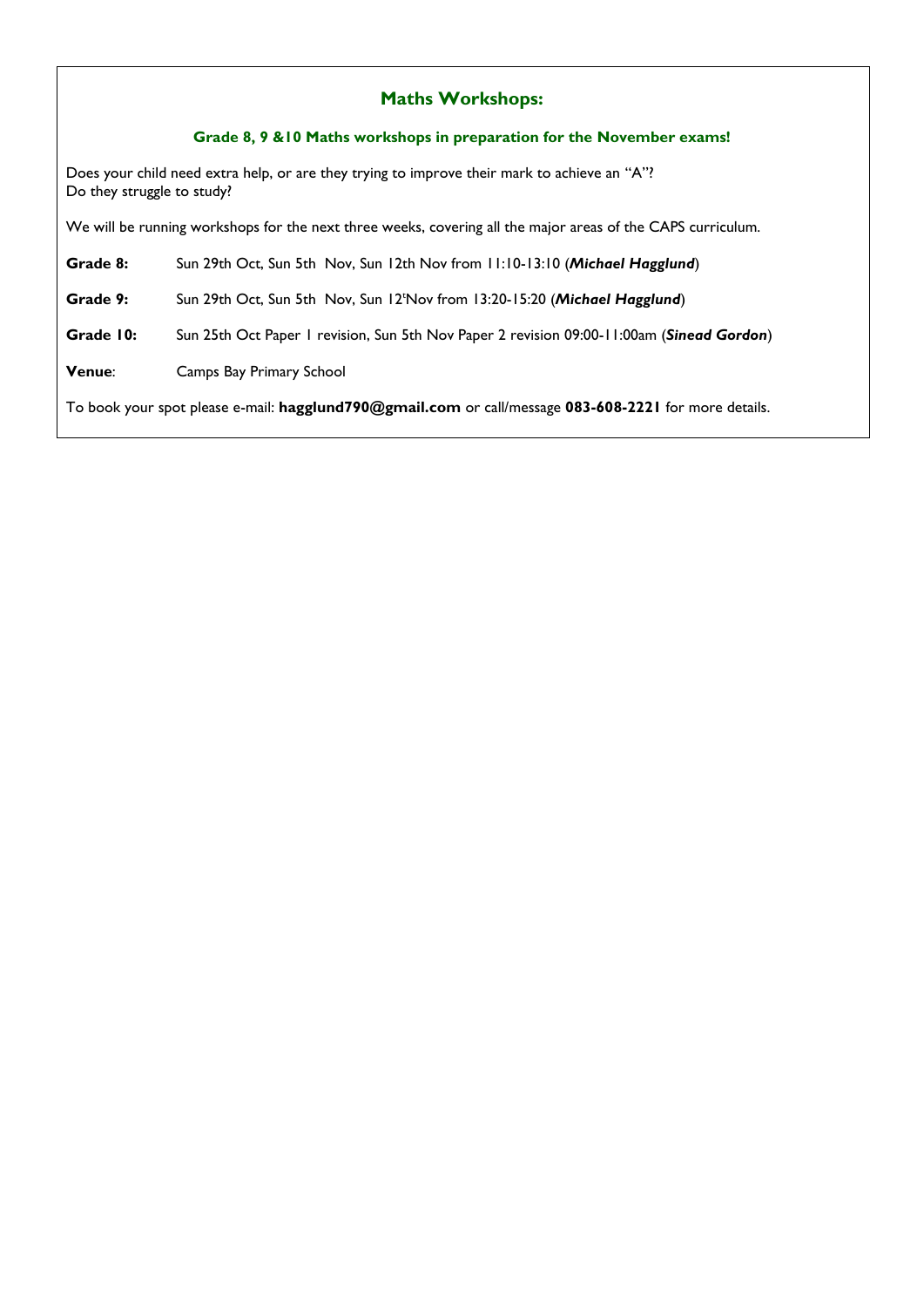## Maths Workshops:

### Grade 8, 9 &10 Maths workshops in preparation for the November exams!

Does your child need extra help, or are they trying to improve their mark to achieve an "A"?
Do they struggle to study?

We will be running workshops for the next three weeks, covering all the major areas of the CAPS curriculum.

**Grade 8:** Sun 29th Oct, Sun 5th Nov, Sun 12th Nov from 11:10-13:10 (***Michael Hagglund***)

**Grade 9:** Sun 29th Oct, Sun 5th Nov, Sun 12'Nov from 13:20-15:20 (***Michael Hagglund***)

**Grade 10:** Sun 25th Oct Paper 1 revision, Sun 5th Nov Paper 2 revision 09:00-11:00am (***Sinead Gordon***)

**Venue**: Camps Bay Primary School

To book your spot please e-mail: **hagglund790@gmail.com** or call/message **083-608-2221** for more details.